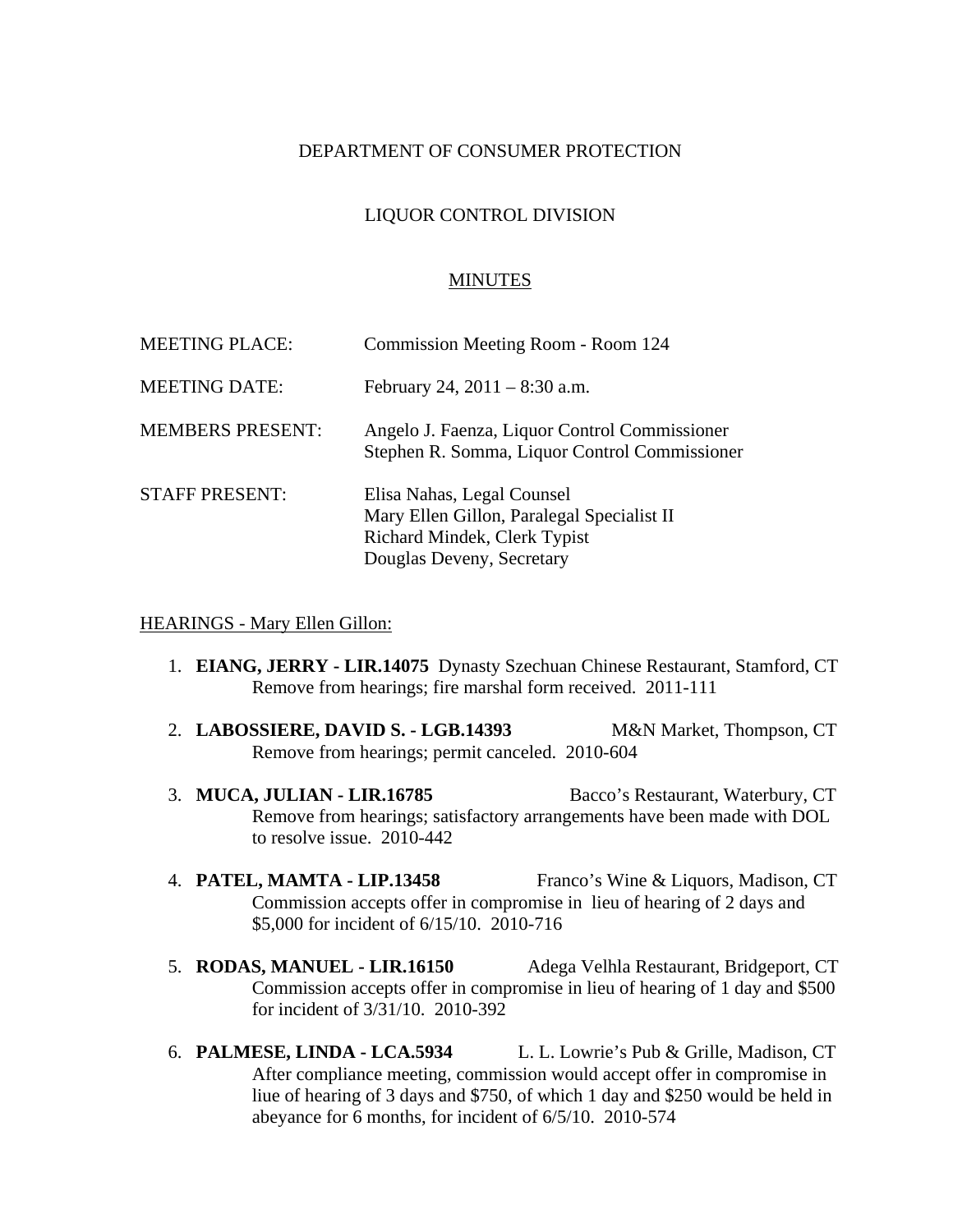DEPARTMENT OF CONSUMER PROTECTION

LIQUOR CONTROL DIVISION

MINUTES

| | |
|---|---|
| MEETING PLACE: | Commission Meeting Room - Room 124 |
| MEETING DATE: | February 24, 2011 – 8:30 a.m. |
| MEMBERS PRESENT: | Angelo J. Faenza, Liquor Control Commissioner<br>Stephen R. Somma, Liquor Control Commissioner |
| STAFF PRESENT: | Elisa Nahas, Legal Counsel<br>Mary Ellen Gillon, Paralegal Specialist II<br>Richard Mindek, Clerk Typist<br>Douglas Deveny, Secretary |

HEARINGS - Mary Ellen Gillon:

1. **EIANG, JERRY - LIR.14075** Dynasty Szechuan Chinese Restaurant, Stamford, CT
   Remove from hearings; fire marshal form received. 2011-111

2. **LABOSSIERE, DAVID S. - LGB.14393** M&N Market, Thompson, CT
   Remove from hearings; permit canceled. 2010-604

3. **MUCA, JULIAN - LIR.16785** Bacco's Restaurant, Waterbury, CT
   Remove from hearings; satisfactory arrangements have been made with DOL to resolve issue. 2010-442

4. **PATEL, MAMTA - LIP.13458** Franco's Wine & Liquors, Madison, CT
   Commission accepts offer in compromise in lieu of hearing of 2 days and $5,000 for incident of 6/15/10. 2010-716

5. **RODAS, MANUEL - LIR.16150** Adega Velhla Restaurant, Bridgeport, CT
   Commission accepts offer in compromise in lieu of hearing of 1 day and $500 for incident of 3/31/10. 2010-392

6. **PALMESE, LINDA - LCA.5934** L. L. Lowrie's Pub & Grille, Madison, CT
   After compliance meeting, commission would accept offer in compromise in liue of hearing of 3 days and $750, of which 1 day and $250 would be held in abeyance for 6 months, for incident of 6/5/10. 2010-574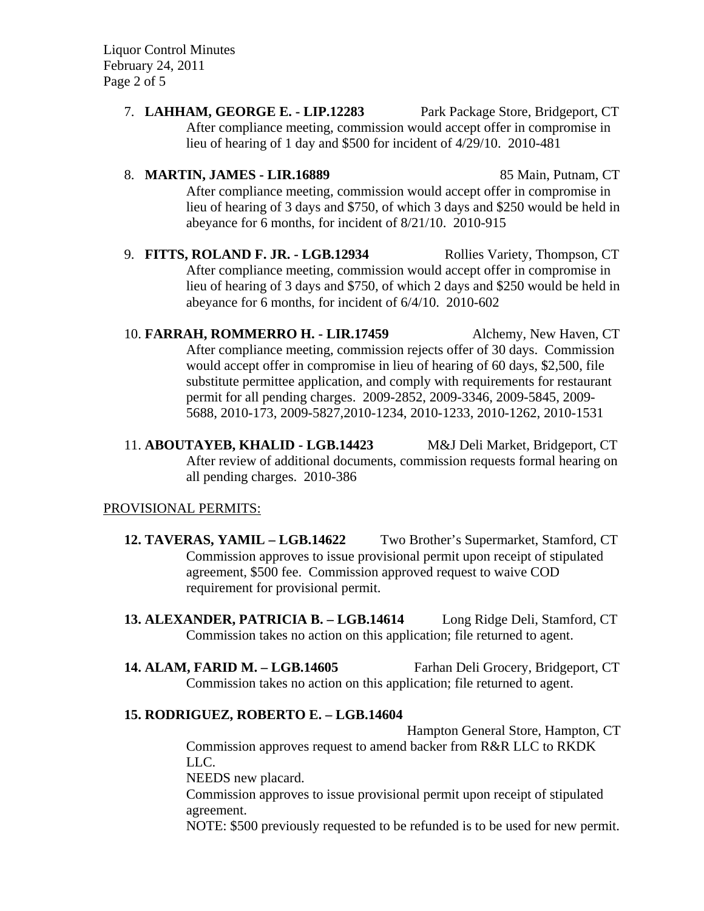7. **LAHHAM, GEORGE E. - LIP.12283** Park Package Store, Bridgeport, CT
   After compliance meeting, commission would accept offer in compromise in lieu of hearing of 1 day and $500 for incident of 4/29/10. 2010-481

8. **MARTIN, JAMES - LIR.16889** 85 Main, Putnam, CT
   After compliance meeting, commission would accept offer in compromise in lieu of hearing of 3 days and $750, of which 3 days and $250 would be held in abeyance for 6 months, for incident of 8/21/10. 2010-915

9. **FITTS, ROLAND F. JR. - LGB.12934** Rollies Variety, Thompson, CT
   After compliance meeting, commission would accept offer in compromise in lieu of hearing of 3 days and $750, of which 2 days and $250 would be held in abeyance for 6 months, for incident of 6/4/10. 2010-602

10. **FARRAH, ROMMERRO H. - LIR.17459** Alchemy, New Haven, CT
    After compliance meeting, commission rejects offer of 30 days. Commission would accept offer in compromise in lieu of hearing of 60 days, $2,500, file substitute permittee application, and comply with requirements for restaurant permit for all pending charges. 2009-2852, 2009-3346, 2009-5845, 2009-5688, 2010-173, 2009-5827,2010-1234, 2010-1233, 2010-1262, 2010-1531

11. **ABOUTAYEB, KHALID - LGB.14423** M&J Deli Market, Bridgeport, CT
    After review of additional documents, commission requests formal hearing on all pending charges. 2010-386

PROVISIONAL PERMITS:

**12. TAVERAS, YAMIL – LGB.14622** Two Brother's Supermarket, Stamford, CT
Commission approves to issue provisional permit upon receipt of stipulated agreement, $500 fee. Commission approved request to waive COD requirement for provisional permit.

**13. ALEXANDER, PATRICIA B. – LGB.14614** Long Ridge Deli, Stamford, CT
Commission takes no action on this application; file returned to agent.

**14. ALAM, FARID M. – LGB.14605** Farhan Deli Grocery, Bridgeport, CT
Commission takes no action on this application; file returned to agent.

**15. RODRIGUEZ, ROBERTO E. – LGB.14604**
Hampton General Store, Hampton, CT
Commission approves request to amend backer from R&R LLC to RKDK LLC.
NEEDS new placard.
Commission approves to issue provisional permit upon receipt of stipulated agreement.
NOTE: $500 previously requested to be refunded is to be used for new permit.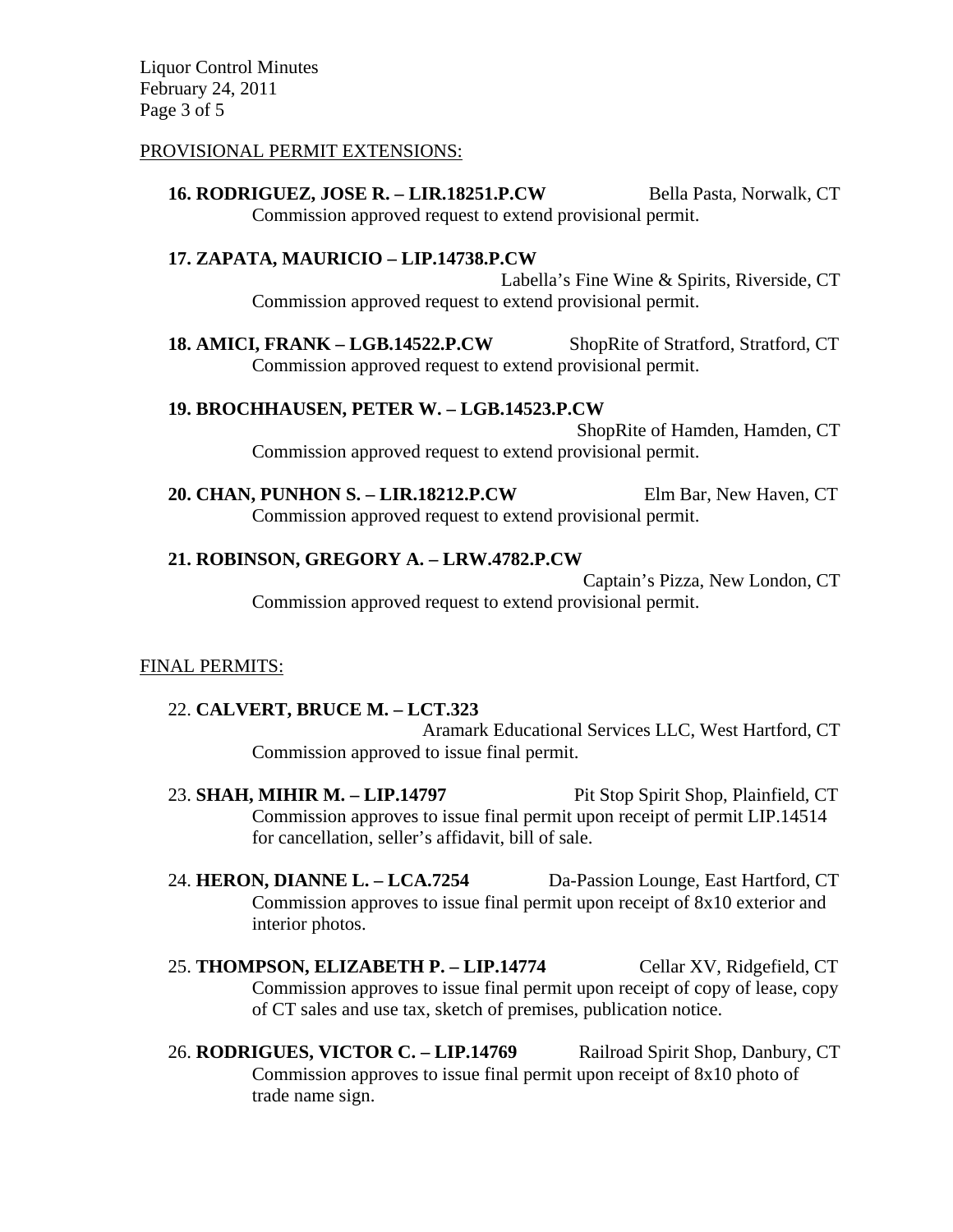PROVISIONAL PERMIT EXTENSIONS:

**16. RODRIGUEZ, JOSE R. – LIR.18251.P.CW** Bella Pasta, Norwalk, CT
Commission approved request to extend provisional permit.

**17. ZAPATA, MAURICIO – LIP.14738.P.CW**
Labella's Fine Wine & Spirits, Riverside, CT
Commission approved request to extend provisional permit.

**18. AMICI, FRANK – LGB.14522.P.CW** ShopRite of Stratford, Stratford, CT
Commission approved request to extend provisional permit.

**19. BROCHHAUSEN, PETER W. – LGB.14523.P.CW**
ShopRite of Hamden, Hamden, CT
Commission approved request to extend provisional permit.

**20. CHAN, PUNHON S. – LIR.18212.P.CW** Elm Bar, New Haven, CT
Commission approved request to extend provisional permit.

**21. ROBINSON, GREGORY A. – LRW.4782.P.CW**
Captain's Pizza, New London, CT
Commission approved request to extend provisional permit.

FINAL PERMITS:

22. **CALVERT, BRUCE M. – LCT.323**
Aramark Educational Services LLC, West Hartford, CT
Commission approved to issue final permit.

23. **SHAH, MIHIR M. – LIP.14797** Pit Stop Spirit Shop, Plainfield, CT
Commission approves to issue final permit upon receipt of permit LIP.14514 for cancellation, seller's affidavit, bill of sale.

24. **HERON, DIANNE L. – LCA.7254** Da-Passion Lounge, East Hartford, CT
Commission approves to issue final permit upon receipt of 8x10 exterior and interior photos.

25. **THOMPSON, ELIZABETH P. – LIP.14774** Cellar XV, Ridgefield, CT
Commission approves to issue final permit upon receipt of copy of lease, copy of CT sales and use tax, sketch of premises, publication notice.

26. **RODRIGUES, VICTOR C. – LIP.14769** Railroad Spirit Shop, Danbury, CT
Commission approves to issue final permit upon receipt of 8x10 photo of trade name sign.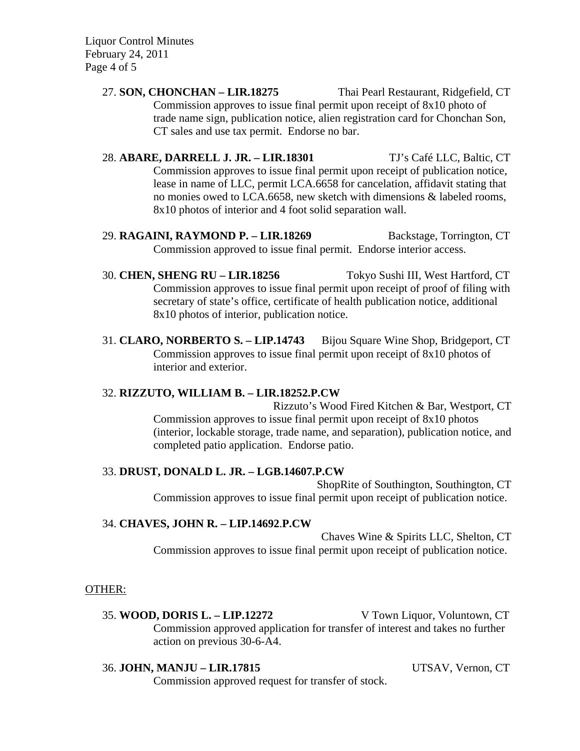27. **SON, CHONCHAN – LIR.18275** Thai Pearl Restaurant, Ridgefield, CT
    Commission approves to issue final permit upon receipt of 8x10 photo of trade name sign, publication notice, alien registration card for Chonchan Son, CT sales and use tax permit. Endorse no bar.

28. **ABARE, DARRELL J. JR. – LIR.18301** TJ's Café LLC, Baltic, CT
    Commission approves to issue final permit upon receipt of publication notice, lease in name of LLC, permit LCA.6658 for cancelation, affidavit stating that no monies owed to LCA.6658, new sketch with dimensions & labeled rooms, 8x10 photos of interior and 4 foot solid separation wall.

29. **RAGAINI, RAYMOND P. – LIR.18269** Backstage, Torrington, CT
    Commission approved to issue final permit. Endorse interior access.

30. **CHEN, SHENG RU – LIR.18256** Tokyo Sushi III, West Hartford, CT
    Commission approves to issue final permit upon receipt of proof of filing with secretary of state's office, certificate of health publication notice, additional 8x10 photos of interior, publication notice.

31. **CLARO, NORBERTO S. – LIP.14743** Bijou Square Wine Shop, Bridgeport, CT
    Commission approves to issue final permit upon receipt of 8x10 photos of interior and exterior.

32. **RIZZUTO, WILLIAM B. – LIR.18252.P.CW**
    Rizzuto's Wood Fired Kitchen & Bar, Westport, CT
    Commission approves to issue final permit upon receipt of 8x10 photos (interior, lockable storage, trade name, and separation), publication notice, and completed patio application. Endorse patio.

33. **DRUST, DONALD L. JR. – LGB.14607.P.CW**
    ShopRite of Southington, Southington, CT
    Commission approves to issue final permit upon receipt of publication notice.

34. **CHAVES, JOHN R. – LIP.14692.P.CW**
    Chaves Wine & Spirits LLC, Shelton, CT
    Commission approves to issue final permit upon receipt of publication notice.

OTHER:

35. **WOOD, DORIS L. – LIP.12272** V Town Liquor, Voluntown, CT
    Commission approved application for transfer of interest and takes no further action on previous 30-6-A4.

36. **JOHN, MANJU – LIR.17815** UTSAV, Vernon, CT
    Commission approved request for transfer of stock.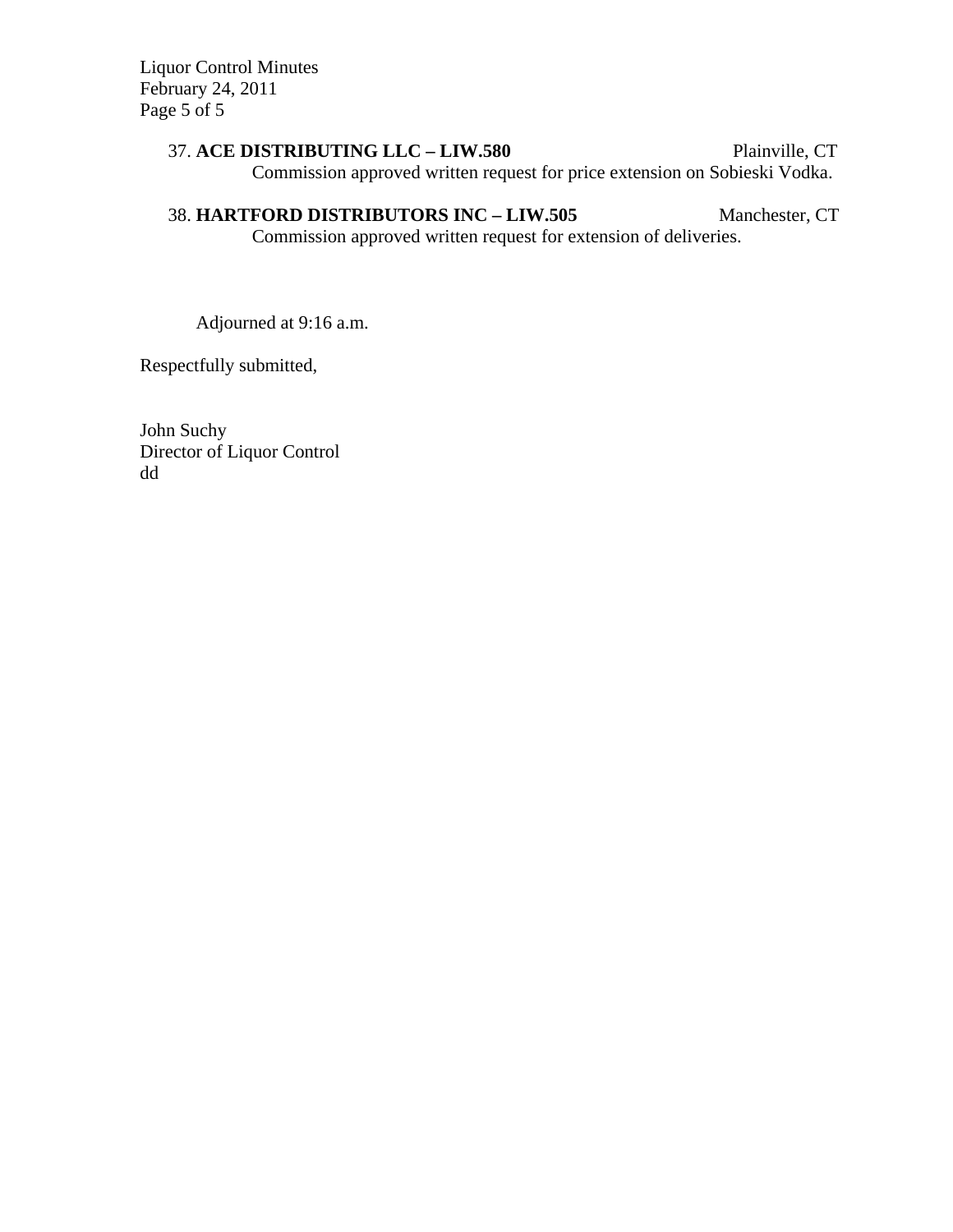37. **ACE DISTRIBUTING LLC – LIW.580** Plainville, CT

Commission approved written request for price extension on Sobieski Vodka.

38. **HARTFORD DISTRIBUTORS INC – LIW.505** Manchester, CT

Commission approved written request for extension of deliveries.

Adjourned at 9:16 a.m.

Respectfully submitted,

John Suchy
Director of Liquor Control
dd